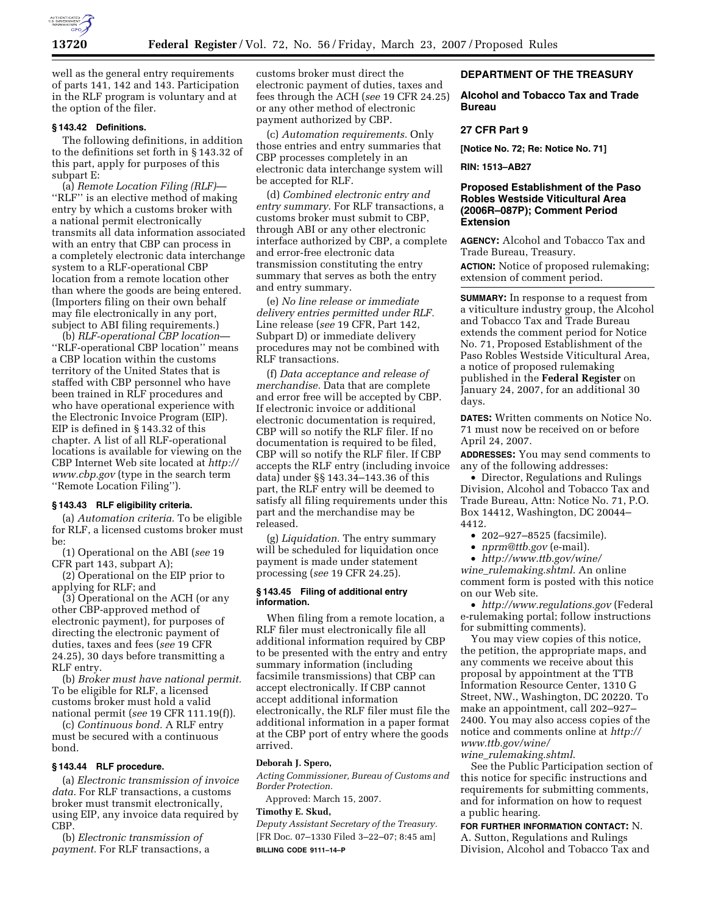well as the general entry requirements of parts 141, 142 and 143. Participation in the RLF program is voluntary and at the option of the filer.

### § 143.42 Definitions.

The following definitions, in addition to the definitions set forth in § 143.32 of this part, apply for purposes of this subpart E:

(a) *Remote Location Filing (RLF)*—''RLF'' is an elective method of making entry by which a customs broker with a national permit electronically transmits all data information associated with an entry that CBP can process in a completely electronic data interchange system to a RLF-operational CBP location from a remote location other than where the goods are being entered. (Importers filing on their own behalf may file electronically in any port, subject to ABI filing requirements.)

(b) *RLF-operational CBP location*—''RLF-operational CBP location'' means a CBP location within the customs territory of the United States that is staffed with CBP personnel who have been trained in RLF procedures and who have operational experience with the Electronic Invoice Program (EIP). EIP is defined in § 143.32 of this chapter. A list of all RLF-operational locations is available for viewing on the CBP Internet Web site located at *http://www.cbp.gov* (type in the search term ''Remote Location Filing'').

### § 143.43 RLF eligibility criteria.

(a) *Automation criteria.* To be eligible for RLF, a licensed customs broker must be:

(1) Operational on the ABI (*see* 19 CFR part 143, subpart A);

(2) Operational on the EIP prior to applying for RLF; and

(3) Operational on the ACH (or any other CBP-approved method of electronic payment), for purposes of directing the electronic payment of duties, taxes and fees (*see* 19 CFR 24.25), 30 days before transmitting a RLF entry.

(b) *Broker must have national permit.* To be eligible for RLF, a licensed customs broker must hold a valid national permit (*see* 19 CFR 111.19(f)).

(c) *Continuous bond.* A RLF entry must be secured with a continuous bond.

### § 143.44 RLF procedure.

(a) *Electronic transmission of invoice data.* For RLF transactions, a customs broker must transmit electronically, using EIP, any invoice data required by CBP.

(b) *Electronic transmission of payment.* For RLF transactions, a customs broker must direct the electronic payment of duties, taxes and fees through the ACH (*see* 19 CFR 24.25) or any other method of electronic payment authorized by CBP.

(c) *Automation requirements.* Only those entries and entry summaries that CBP processes completely in an electronic data interchange system will be accepted for RLF.

(d) *Combined electronic entry and entry summary.* For RLF transactions, a customs broker must submit to CBP, through ABI or any other electronic interface authorized by CBP, a complete and error-free electronic data transmission constituting the entry summary that serves as both the entry and entry summary.

(e) *No line release or immediate delivery entries permitted under RLF.* Line release (*see* 19 CFR, Part 142, Subpart D) or immediate delivery procedures may not be combined with RLF transactions.

(f) *Data acceptance and release of merchandise.* Data that are complete and error free will be accepted by CBP. If electronic invoice or additional electronic documentation is required, CBP will so notify the RLF filer. If no documentation is required to be filed, CBP will so notify the RLF filer. If CBP accepts the RLF entry (including invoice data) under §§ 143.34–143.36 of this part, the RLF entry will be deemed to satisfy all filing requirements under this part and the merchandise may be released.

(g) *Liquidation.* The entry summary will be scheduled for liquidation once payment is made under statement processing (*see* 19 CFR 24.25).

### § 143.45 Filing of additional entry information.

When filing from a remote location, a RLF filer must electronically file all additional information required by CBP to be presented with the entry and entry summary information (including facsimile transmissions) that CBP can accept electronically. If CBP cannot accept additional information electronically, the RLF filer must file the additional information in a paper format at the CBP port of entry where the goods arrived.

**Deborah J. Spero,**

*Acting Commissioner, Bureau of Customs and Border Protection.*

Approved: March 15, 2007.

**Timothy E. Skud,**

*Deputy Assistant Secretary of the Treasury.*

[FR Doc. 07–1330 Filed 3–22–07; 8:45 am]

**BILLING CODE 9111–14–P**

## DEPARTMENT OF THE TREASURY

## Alcohol and Tobacco Tax and Trade Bureau

## 27 CFR Part 9

**[Notice No. 72; Re: Notice No. 71]**

**RIN: 1513–AB27**

## Proposed Establishment of the Paso Robles Westside Viticultural Area (2006R–087P); Comment Period Extension

**AGENCY:** Alcohol and Tobacco Tax and Trade Bureau, Treasury.

**ACTION:** Notice of proposed rulemaking; extension of comment period.

**SUMMARY:** In response to a request from a viticulture industry group, the Alcohol and Tobacco Tax and Trade Bureau extends the comment period for Notice No. 71, Proposed Establishment of the Paso Robles Westside Viticultural Area, a notice of proposed rulemaking published in the **Federal Register** on January 24, 2007, for an additional 30 days.

**DATES:** Written comments on Notice No. 71 must now be received on or before April 24, 2007.

**ADDRESSES:** You may send comments to any of the following addresses:

- Director, Regulations and Rulings Division, Alcohol and Tobacco Tax and Trade Bureau, Attn: Notice No. 71, P.O. Box 14412, Washington, DC 20044–4412.
- 202–927–8525 (facsimile).
- *nprm@ttb.gov* (e-mail).
- *http://www.ttb.gov/wine/wine_rulemaking.shtml.* An online comment form is posted with this notice on our Web site.
- *http://www.regulations.gov* (Federal e-rulemaking portal; follow instructions for submitting comments).

You may view copies of this notice, the petition, the appropriate maps, and any comments we receive about this proposal by appointment at the TTB Information Resource Center, 1310 G Street, NW., Washington, DC 20220. To make an appointment, call 202–927–2400. You may also access copies of the notice and comments online at *http://www.ttb.gov/wine/wine_rulemaking.shtml*.

See the Public Participation section of this notice for specific instructions and requirements for submitting comments, and for information on how to request a public hearing.

**FOR FURTHER INFORMATION CONTACT:** N. A. Sutton, Regulations and Rulings Division, Alcohol and Tobacco Tax and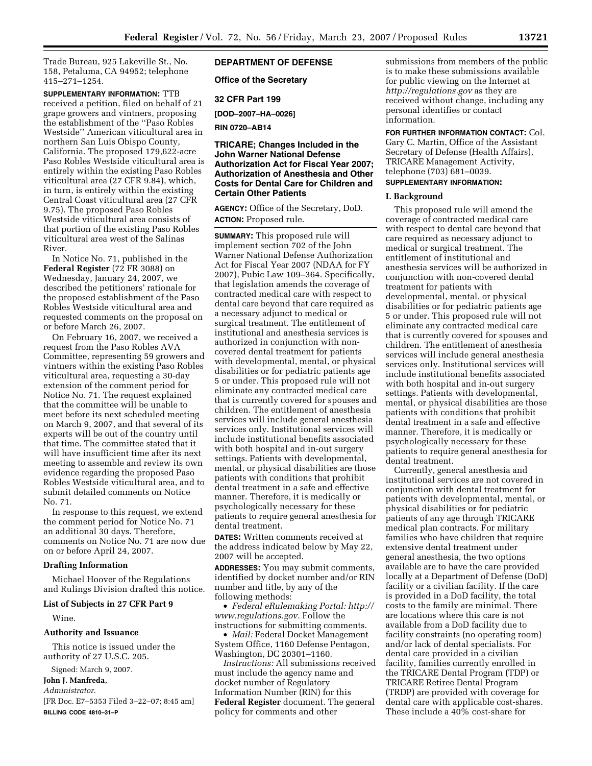Trade Bureau, 925 Lakeville St., No. 158, Petaluma, CA 94952; telephone 415–271–1254.

**SUPPLEMENTARY INFORMATION:** TTB received a petition, filed on behalf of 21 grape growers and vintners, proposing the establishment of the ''Paso Robles Westside'' American viticultural area in northern San Luis Obispo County, California. The proposed 179,622-acre Paso Robles Westside viticultural area is entirely within the existing Paso Robles viticultural area (27 CFR 9.84), which, in turn, is entirely within the existing Central Coast viticultural area (27 CFR 9.75). The proposed Paso Robles Westside viticultural area consists of that portion of the existing Paso Robles viticultural area west of the Salinas River.

In Notice No. 71, published in the **Federal Register** (72 FR 3088) on Wednesday, January 24, 2007, we described the petitioners' rationale for the proposed establishment of the Paso Robles Westside viticultural area and requested comments on the proposal on or before March 26, 2007.

On February 16, 2007, we received a request from the Paso Robles AVA Committee, representing 59 growers and vintners within the existing Paso Robles viticultural area, requesting a 30-day extension of the comment period for Notice No. 71. The request explained that the committee will be unable to meet before its next scheduled meeting on March 9, 2007, and that several of its experts will be out of the country until that time. The committee stated that it will have insufficient time after its next meeting to assemble and review its own evidence regarding the proposed Paso Robles Westside viticultural area, and to submit detailed comments on Notice No. 71.

In response to this request, we extend the comment period for Notice No. 71 an additional 30 days. Therefore, comments on Notice No. 71 are now due on or before April 24, 2007.

### Drafting Information

Michael Hoover of the Regulations and Rulings Division drafted this notice.

### List of Subjects in 27 CFR Part 9

Wine.

### Authority and Issuance

This notice is issued under the authority of 27 U.S.C. 205.

Signed: March 9, 2007.

**John J. Manfreda,**

*Administrator.*

[FR Doc. E7–5353 Filed 3–22–07; 8:45 am]

**BILLING CODE 4810–31–P**

## DEPARTMENT OF DEFENSE

### Office of the Secretary

### 32 CFR Part 199

**[DOD–2007–HA–0026]**

**RIN 0720–AB14**

## TRICARE; Changes Included in the John Warner National Defense Authorization Act for Fiscal Year 2007; Authorization of Anesthesia and Other Costs for Dental Care for Children and Certain Other Patients

**AGENCY:** Office of the Secretary, DoD.

**ACTION:** Proposed rule.

**SUMMARY:** This proposed rule will implement section 702 of the John Warner National Defense Authorization Act for Fiscal Year 2007 (NDAA for FY 2007), Pubic Law 109–364. Specifically, that legislation amends the coverage of contracted medical care with respect to dental care beyond that care required as a necessary adjunct to medical or surgical treatment. The entitlement of institutional and anesthesia services is authorized in conjunction with non-covered dental treatment for patients with developmental, mental, or physical disabilities or for pediatric patients age 5 or under. This proposed rule will not eliminate any contracted medical care that is currently covered for spouses and children. The entitlement of anesthesia services will include general anesthesia services only. Institutional services will include institutional benefits associated with both hospital and in-out surgery settings. Patients with developmental, mental, or physical disabilities are those patients with conditions that prohibit dental treatment in a safe and effective manner. Therefore, it is medically or psychologically necessary for these patients to require general anesthesia for dental treatment.

**DATES:** Written comments received at the address indicated below by May 22, 2007 will be accepted.

**ADDRESSES:** You may submit comments, identified by docket number and/or RIN number and title, by any of the following methods:

- *Federal eRulemaking Portal: http://www.regulations.gov.* Follow the instructions for submitting comments.
- *Mail:* Federal Docket Management System Office, 1160 Defense Pentagon, Washington, DC 20301–1160.

*Instructions:* All submissions received must include the agency name and docket number of Regulatory Information Number (RIN) for this **Federal Register** document. The general policy for comments and other submissions from members of the public is to make these submissions available for public viewing on the Internet at *http://regulations.gov* as they are received without change, including any personal identifies or contact information.

**FOR FURTHER INFORMATION CONTACT:** Col. Gary C. Martin, Office of the Assistant Secretary of Defense (Health Affairs), TRICARE Management Activity, telephone (703) 681–0039.

**SUPPLEMENTARY INFORMATION:**

### I. Background

This proposed rule will amend the coverage of contracted medical care with respect to dental care beyond that care required as necessary adjunct to medical or surgical treatment. The entitlement of institutional and anesthesia services will be authorized in conjunction with non-covered dental treatment for patients with developmental, mental, or physical disabilities or for pediatric patients age 5 or under. This proposed rule will not eliminate any contracted medical care that is currently covered for spouses and children. The entitlement of anesthesia services will include general anesthesia services only. Institutional services will include institutional benefits associated with both hospital and in-out surgery settings. Patients with developmental, mental, or physical disabilities are those patients with conditions that prohibit dental treatment in a safe and effective manner. Therefore, it is medically or psychologically necessary for these patients to require general anesthesia for dental treatment.

Currently, general anesthesia and institutional services are not covered in conjunction with dental treatment for patients with developmental, mental, or physical disabilities or for pediatric patients of any age through TRICARE medical plan contracts. For military families who have children that require extensive dental treatment under general anesthesia, the two options available are to have the care provided locally at a Department of Defense (DoD) facility or a civilian facility. If the care is provided in a DoD facility, the total costs to the family are minimal. There are locations where this care is not available from a DoD facility due to facility constraints (no operating room) and/or lack of dental specialists. For dental care provided in a civilian facility, families currently enrolled in the TRICARE Dental Program (TDP) or TRICARE Retiree Dental Program (TRDP) are provided with coverage for dental care with applicable cost-shares. These include a 40% cost-share for